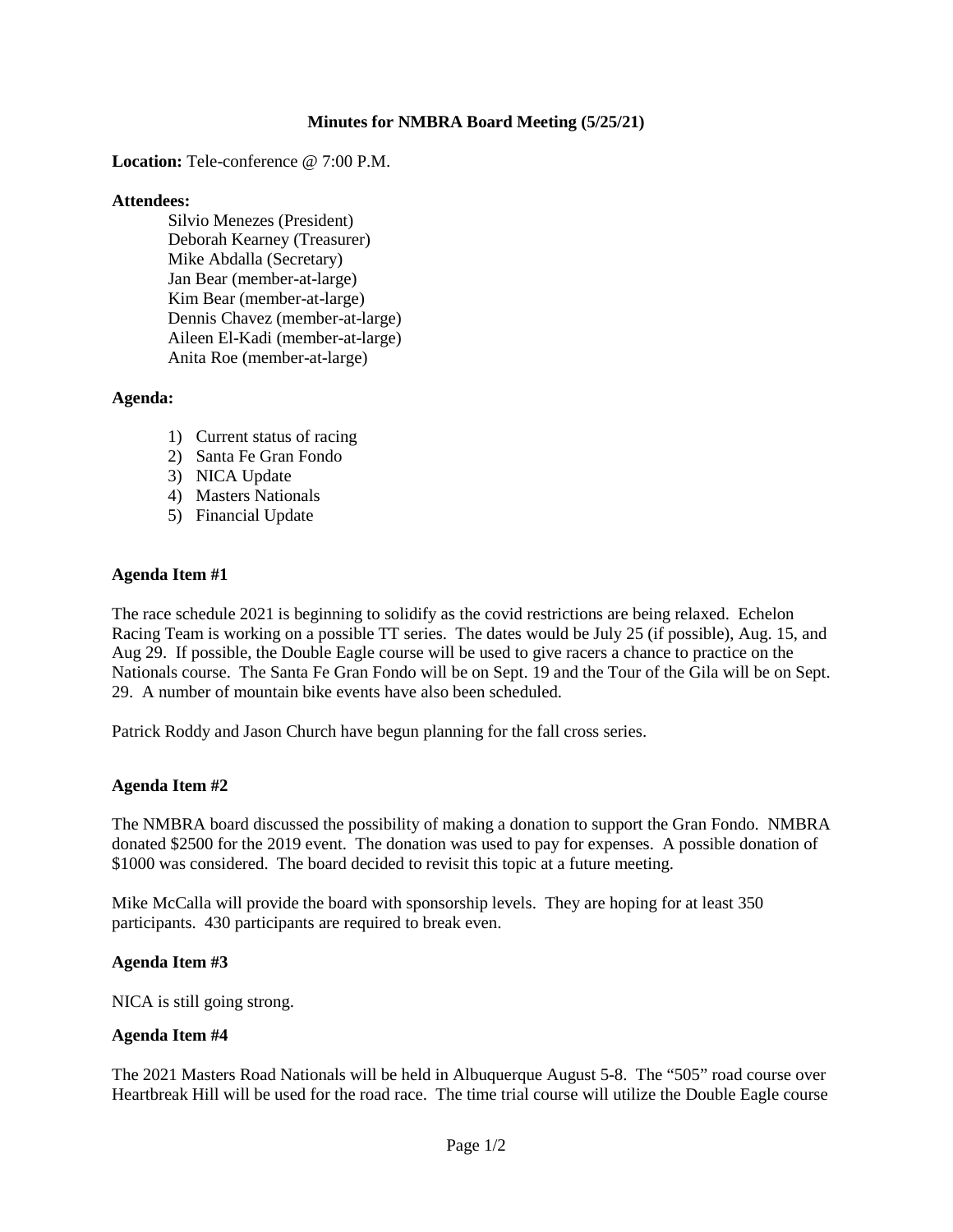# Minutes for NMBRA Board Meeting (5/25/21)

**Location:** Tele-conference @ 7:00 P.M.

**Attendees:**

Silvio Menezes (President)
Deborah Kearney (Treasurer)
Mike Abdalla (Secretary)
Jan Bear (member-at-large)
Kim Bear (member-at-large)
Dennis Chavez (member-at-large)
Aileen El-Kadi (member-at-large)
Anita Roe (member-at-large)

**Agenda:**

1) Current status of racing
2) Santa Fe Gran Fondo
3) NICA Update
4) Masters Nationals
5) Financial Update

**Agenda Item #1**

The race schedule 2021 is beginning to solidify as the covid restrictions are being relaxed. Echelon Racing Team is working on a possible TT series. The dates would be July 25 (if possible), Aug. 15, and Aug 29. If possible, the Double Eagle course will be used to give racers a chance to practice on the Nationals course. The Santa Fe Gran Fondo will be on Sept. 19 and the Tour of the Gila will be on Sept. 29. A number of mountain bike events have also been scheduled.

Patrick Roddy and Jason Church have begun planning for the fall cross series.

**Agenda Item #2**

The NMBRA board discussed the possibility of making a donation to support the Gran Fondo. NMBRA donated $2500 for the 2019 event. The donation was used to pay for expenses. A possible donation of $1000 was considered. The board decided to revisit this topic at a future meeting.

Mike McCalla will provide the board with sponsorship levels. They are hoping for at least 350 participants. 430 participants are required to break even.

**Agenda Item #3**

NICA is still going strong.

**Agenda Item #4**

The 2021 Masters Road Nationals will be held in Albuquerque August 5-8. The "505" road course over Heartbreak Hill will be used for the road race. The time trial course will utilize the Double Eagle course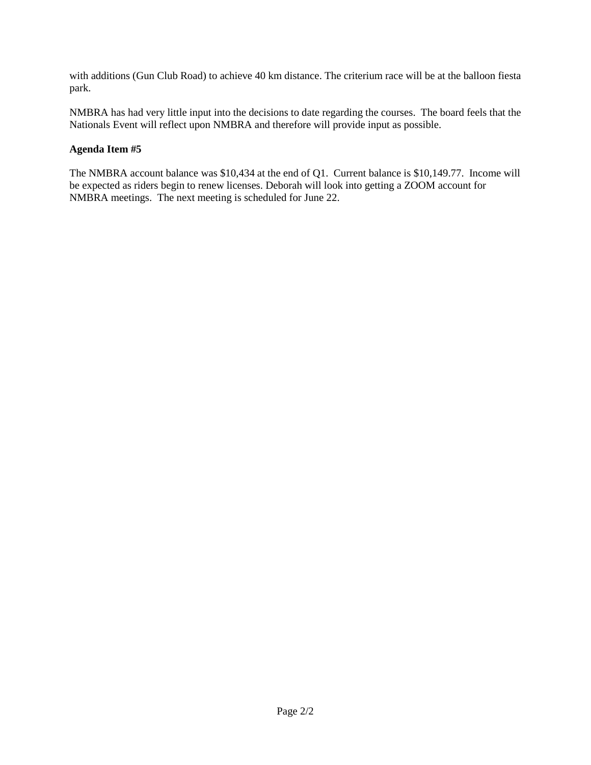with additions (Gun Club Road) to achieve 40 km distance. The criterium race will be at the balloon fiesta park.

NMBRA has had very little input into the decisions to date regarding the courses. The board feels that the Nationals Event will reflect upon NMBRA and therefore will provide input as possible.

**Agenda Item #5**

The NMBRA account balance was $10,434 at the end of Q1. Current balance is $10,149.77. Income will be expected as riders begin to renew licenses. Deborah will look into getting a ZOOM account for NMBRA meetings. The next meeting is scheduled for June 22.